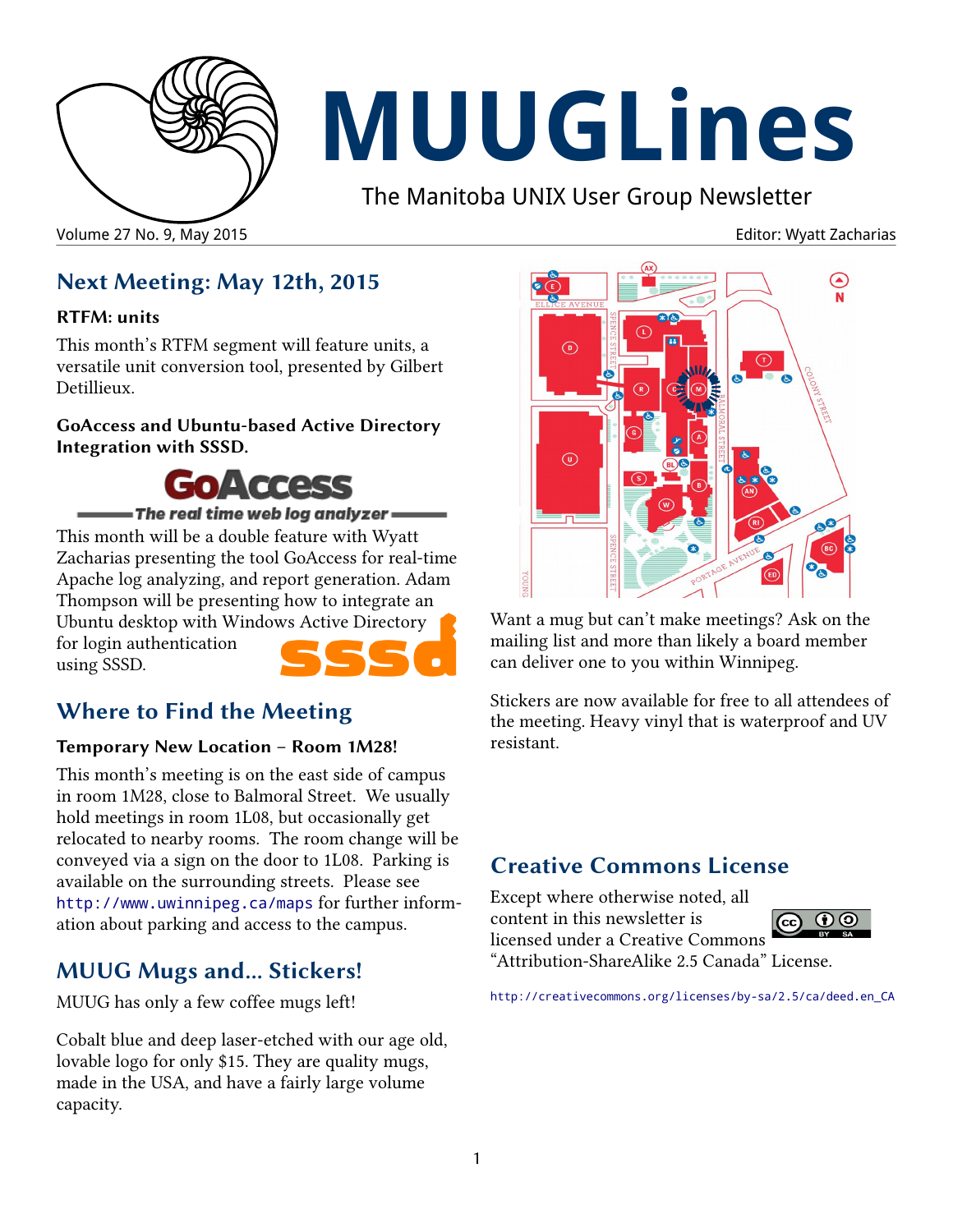# MUUGLines

The Manitoba UNIX User Group Newsletter

Volume 27 No. 9, May 2015

Editor: Wyatt Zacharias

## Next Meeting: May 12th, 2015

**RTFM: units**

This month's RTFM segment will feature units, a versatile unit conversion tool, presented by Gilbert Detillieux.

**GoAccess and Ubuntu-based Active Directory Integration with SSSD.**

This month will be a double feature with Wyatt Zacharias presenting the tool GoAccess for real-time Apache log analyzing, and report generation. Adam Thompson will be presenting how to integrate an Ubuntu desktop with Windows Active Directory for login authentication using SSSD.

## Where to Find the Meeting

**Temporary New Location – Room 1M28!**

This month's meeting is on the east side of campus in room 1M28, close to Balmoral Street. We usually hold meetings in room 1L08, but occasionally get relocated to nearby rooms. The room change will be conveyed via a sign on the door to 1L08. Parking is available on the surrounding streets. Please see http://www.uwinnipeg.ca/maps for further information about parking and access to the campus.

## MUUG Mugs and... Stickers!

MUUG has only a few coffee mugs left!

Cobalt blue and deep laser-etched with our age old, lovable logo for only $15. They are quality mugs, made in the USA, and have a fairly large volume capacity.

Want a mug but can't make meetings? Ask on the mailing list and more than likely a board member can deliver one to you within Winnipeg.

Stickers are now available for free to all attendees of the meeting. Heavy vinyl that is waterproof and UV resistant.

## Creative Commons License

Except where otherwise noted, all content in this newsletter is licensed under a Creative Commons "Attribution-ShareAlike 2.5 Canada" License.

http://creativecommons.org/licenses/by-sa/2.5/ca/deed.en_CA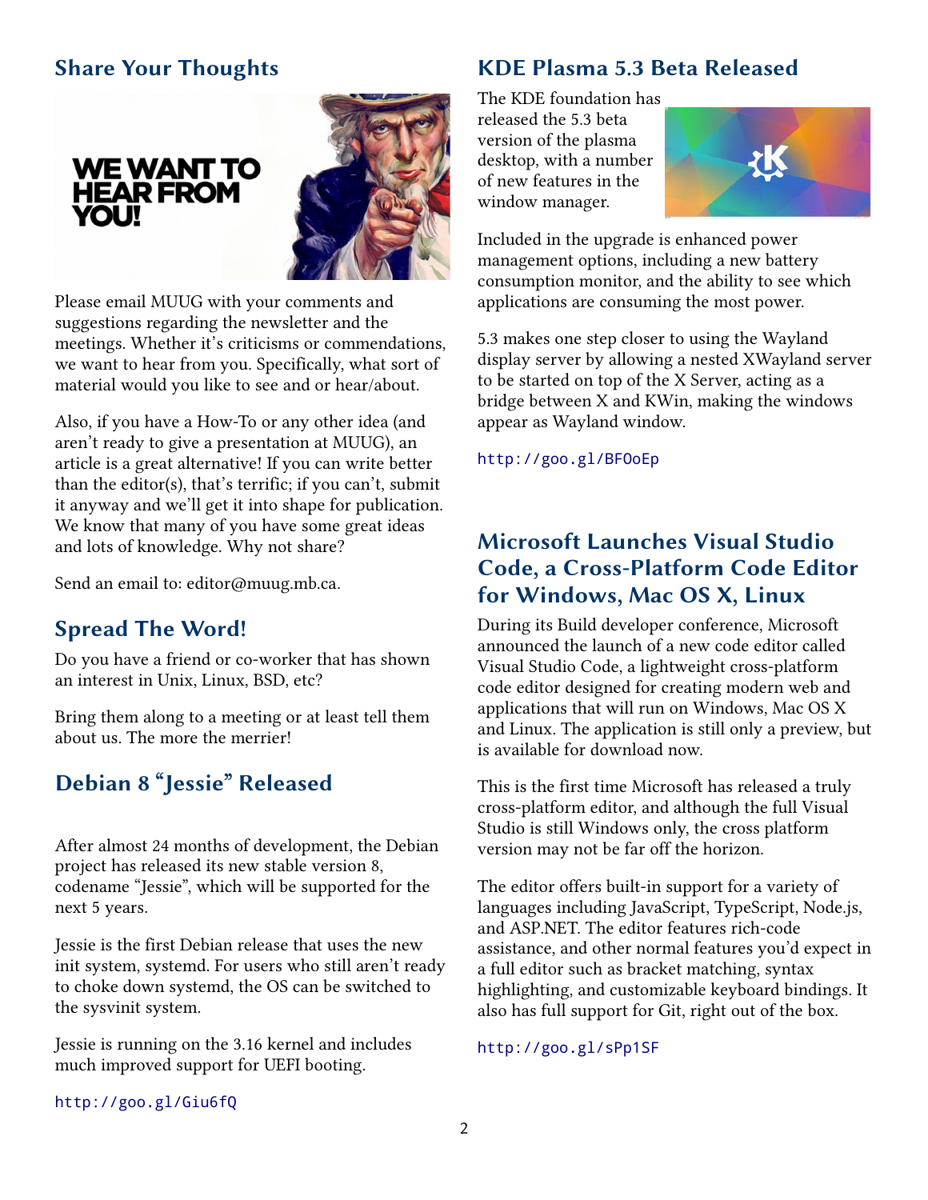## Share Your Thoughts

WE WANT TO HEAR FROM YOU!

Please email MUUG with your comments and suggestions regarding the newsletter and the meetings. Whether it's criticisms or commendations, we want to hear from you. Specifically, what sort of material would you like to see and or hear/about.

Also, if you have a How-To or any other idea (and aren't ready to give a presentation at MUUG), an article is a great alternative! If you can write better than the editor(s), that's terrific; if you can't, submit it anyway and we'll get it into shape for publication. We know that many of you have some great ideas and lots of knowledge. Why not share?

Send an email to: editor@muug.mb.ca.

## Spread The Word!

Do you have a friend or co-worker that has shown an interest in Unix, Linux, BSD, etc?

Bring them along to a meeting or at least tell them about us. The more the merrier!

## Debian 8 "Jessie" Released

After almost 24 months of development, the Debian project has released its new stable version 8, codename "Jessie", which will be supported for the next 5 years.

Jessie is the first Debian release that uses the new init system, systemd. For users who still aren't ready to choke down systemd, the OS can be switched to the sysvinit system.

Jessie is running on the 3.16 kernel and includes much improved support for UEFI booting.

`http://goo.gl/Giu6fQ`

## KDE Plasma 5.3 Beta Released

The KDE foundation has released the 5.3 beta version of the plasma desktop, with a number of new features in the window manager.

Included in the upgrade is enhanced power management options, including a new battery consumption monitor, and the ability to see which applications are consuming the most power.

5.3 makes one step closer to using the Wayland display server by allowing a nested XWayland server to be started on top of the X Server, acting as a bridge between X and KWin, making the windows appear as Wayland window.

`http://goo.gl/BFOoEp`

## Microsoft Launches Visual Studio Code, a Cross-Platform Code Editor for Windows, Mac OS X, Linux

During its Build developer conference, Microsoft announced the launch of a new code editor called Visual Studio Code, a lightweight cross-platform code editor designed for creating modern web and applications that will run on Windows, Mac OS X and Linux. The application is still only a preview, but is available for download now.

This is the first time Microsoft has released a truly cross-platform editor, and although the full Visual Studio is still Windows only, the cross platform version may not be far off the horizon.

The editor offers built-in support for a variety of languages including JavaScript, TypeScript, Node.js, and ASP.NET. The editor features rich-code assistance, and other normal features you'd expect in a full editor such as bracket matching, syntax highlighting, and customizable keyboard bindings. It also has full support for Git, right out of the box.

`http://goo.gl/sPp1SF`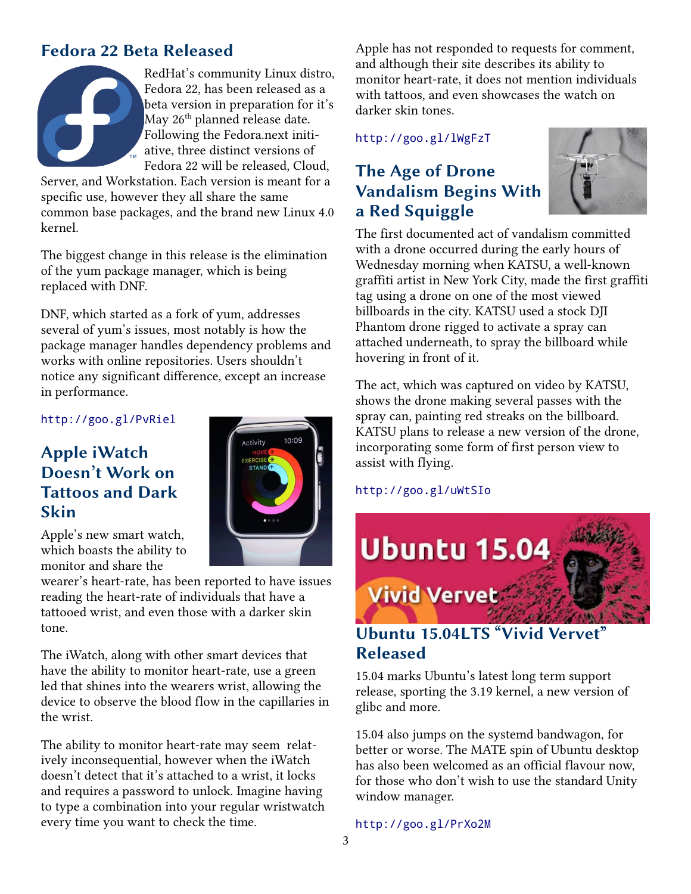## Fedora 22 Beta Released

RedHat's community Linux distro, Fedora 22, has been released as a beta version in preparation for it's May 26th planned release date. Following the Fedora.next initiative, three distinct versions of Fedora 22 will be released, Cloud, Server, and Workstation. Each version is meant for a specific use, however they all share the same common base packages, and the brand new Linux 4.0 kernel.

The biggest change in this release is the elimination of the yum package manager, which is being replaced with DNF.

DNF, which started as a fork of yum, addresses several of yum's issues, most notably is how the package manager handles dependency problems and works with online repositories. Users shouldn't notice any significant difference, except an increase in performance.

http://goo.gl/PvRiel

## Apple iWatch Doesn't Work on Tattoos and Dark Skin

Apple's new smart watch, which boasts the ability to monitor and share the wearer's heart-rate, has been reported to have issues reading the heart-rate of individuals that have a tattooed wrist, and even those with a darker skin tone.

The iWatch, along with other smart devices that have the ability to monitor heart-rate, use a green led that shines into the wearers wrist, allowing the device to observe the blood flow in the capillaries in the wrist.

The ability to monitor heart-rate may seem relatively inconsequential, however when the iWatch doesn't detect that it's attached to a wrist, it locks and requires a password to unlock. Imagine having to type a combination into your regular wristwatch every time you want to check the time.

Apple has not responded to requests for comment, and although their site describes its ability to monitor heart-rate, it does not mention individuals with tattoos, and even showcases the watch on darker skin tones.

http://goo.gl/lWgFzT

## The Age of Drone Vandalism Begins With a Red Squiggle

The first documented act of vandalism committed with a drone occurred during the early hours of Wednesday morning when KATSU, a well-known graffiti artist in New York City, made the first graffiti tag using a drone on one of the most viewed billboards in the city. KATSU used a stock DJI Phantom drone rigged to activate a spray can attached underneath, to spray the billboard while hovering in front of it.

The act, which was captured on video by KATSU, shows the drone making several passes with the spray can, painting red streaks on the billboard. KATSU plans to release a new version of the drone, incorporating some form of first person view to assist with flying.

http://goo.gl/uWtSIo

## Ubuntu 15.04LTS "Vivid Vervet" Released

15.04 marks Ubuntu's latest long term support release, sporting the 3.19 kernel, a new version of glibc and more.

15.04 also jumps on the systemd bandwagon, for better or worse. The MATE spin of Ubuntu desktop has also been welcomed as an official flavour now, for those who don't wish to use the standard Unity window manager.

http://goo.gl/PrXo2M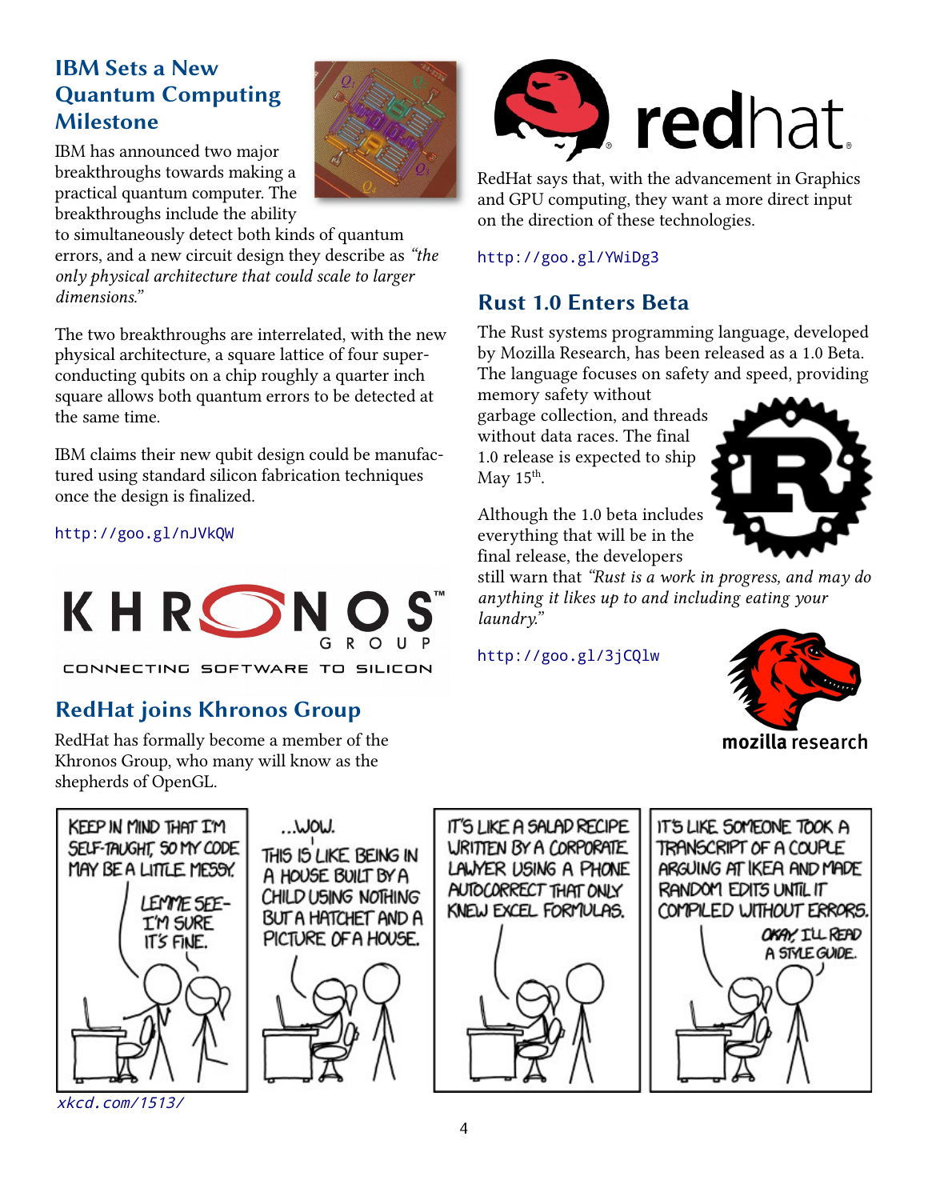## IBM Sets a New Quantum Computing Milestone

IBM has announced two major breakthroughs towards making a practical quantum computer. The breakthroughs include the ability to simultaneously detect both kinds of quantum errors, and a new circuit design they describe as *"the only physical architecture that could scale to larger dimensions."*

The two breakthroughs are interrelated, with the new physical architecture, a square lattice of four superconducting qubits on a chip roughly a quarter inch square allows both quantum errors to be detected at the same time.

IBM claims their new qubit design could be manufactured using standard silicon fabrication techniques once the design is finalized.

http://goo.gl/nJVkQW

## RedHat joins Khronos Group

RedHat has formally become a member of the Khronos Group, who many will know as the shepherds of OpenGL.

RedHat says that, with the advancement in Graphics and GPU computing, they want a more direct input on the direction of these technologies.

http://goo.gl/YWiDg3

## Rust 1.0 Enters Beta

The Rust systems programming language, developed by Mozilla Research, has been released as a 1.0 Beta. The language focuses on safety and speed, providing memory safety without garbage collection, and threads without data races. The final 1.0 release is expected to ship May 15th.

Although the 1.0 beta includes everything that will be in the final release, the developers still warn that *"Rust is a work in progress, and may do anything it likes up to and including eating your laundry."*

http://goo.gl/3jCQlw

*xkcd.com/1513/*